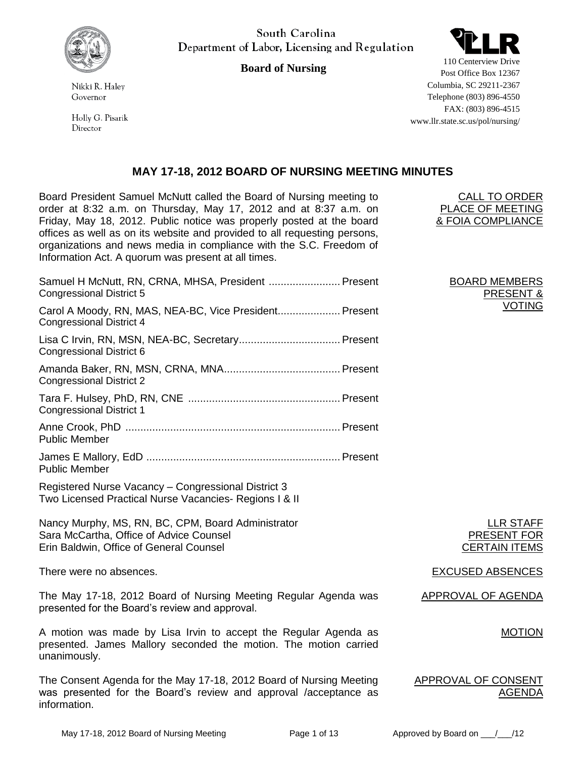South Carolina
Department of Labor, Licensing and Regulation

**Board of Nursing**

Nikki R. Haley
Governor

Holly G. Pisarik
Director

110 Centerview Drive
Post Office Box 12367
Columbia, SC 29211-2367
Telephone (803) 896-4550
FAX: (803) 896-4515
www.llr.state.sc.us/pol/nursing/

## MAY 17-18, 2012 BOARD OF NURSING MEETING MINUTES

CALL TO ORDER PLACE OF MEETING & FOIA COMPLIANCE

Board President Samuel McNutt called the Board of Nursing meeting to order at 8:32 a.m. on Thursday, May 17, 2012 and at 8:37 a.m. on Friday, May 18, 2012. Public notice was properly posted at the board offices as well as on its website and provided to all requesting persons, organizations and news media in compliance with the S.C. Freedom of Information Act. A quorum was present at all times.

BOARD MEMBERS PRESENT & VOTING

Samuel H McNutt, RN, CRNA, MHSA, President ........................ Present
Congressional District 5

Carol A Moody, RN, MAS, NEA-BC, Vice President..................... Present
Congressional District 4

Lisa C Irvin, RN, MSN, NEA-BC, Secretary.................................. Present
Congressional District 6

Amanda Baker, RN, MSN, CRNA, MNA....................................... Present
Congressional District 2

Tara F. Hulsey, PhD, RN, CNE ................................................... Present
Congressional District 1

Anne Crook, PhD ........................................................................ Present
Public Member

James E Mallory, EdD ................................................................. Present
Public Member

Registered Nurse Vacancy – Congressional District 3
Two Licensed Practical Nurse Vacancies- Regions I & II

LLR STAFF PRESENT FOR CERTAIN ITEMS

Nancy Murphy, MS, RN, BC, CPM, Board Administrator
Sara McCartha, Office of Advice Counsel
Erin Baldwin, Office of General Counsel

EXCUSED ABSENCES

There were no absences.

APPROVAL OF AGENDA

The May 17-18, 2012 Board of Nursing Meeting Regular Agenda was presented for the Board's review and approval.

MOTION

A motion was made by Lisa Irvin to accept the Regular Agenda as presented. James Mallory seconded the motion. The motion carried unanimously.

APPROVAL OF CONSENT AGENDA

The Consent Agenda for the May 17-18, 2012 Board of Nursing Meeting was presented for the Board's review and approval /acceptance as information.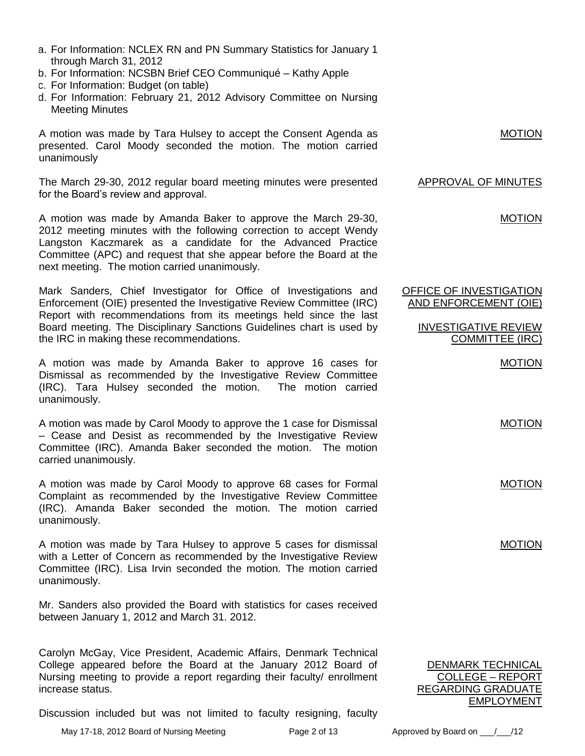a. For Information: NCLEX RN and PN Summary Statistics for January 1 through March 31, 2012
b. For Information: NCSBN Brief CEO Communiqué – Kathy Apple
c. For Information: Budget (on table)
d. For Information: February 21, 2012 Advisory Committee on Nursing Meeting Minutes

MOTION

A motion was made by Tara Hulsey to accept the Consent Agenda as presented. Carol Moody seconded the motion. The motion carried unanimously

APPROVAL OF MINUTES

The March 29-30, 2012 regular board meeting minutes were presented for the Board's review and approval.

MOTION

A motion was made by Amanda Baker to approve the March 29-30, 2012 meeting minutes with the following correction to accept Wendy Langston Kaczmarek as a candidate for the Advanced Practice Committee (APC) and request that she appear before the Board at the next meeting. The motion carried unanimously.

OFFICE OF INVESTIGATION AND ENFORCEMENT (OIE)

INVESTIGATIVE REVIEW COMMITTEE (IRC)

Mark Sanders, Chief Investigator for Office of Investigations and Enforcement (OIE) presented the Investigative Review Committee (IRC) Report with recommendations from its meetings held since the last Board meeting. The Disciplinary Sanctions Guidelines chart is used by the IRC in making these recommendations.

MOTION

A motion was made by Amanda Baker to approve 16 cases for Dismissal as recommended by the Investigative Review Committee (IRC). Tara Hulsey seconded the motion. The motion carried unanimously.

MOTION

A motion was made by Carol Moody to approve the 1 case for Dismissal – Cease and Desist as recommended by the Investigative Review Committee (IRC). Amanda Baker seconded the motion. The motion carried unanimously.

MOTION

A motion was made by Carol Moody to approve 68 cases for Formal Complaint as recommended by the Investigative Review Committee (IRC). Amanda Baker seconded the motion. The motion carried unanimously.

MOTION

A motion was made by Tara Hulsey to approve 5 cases for dismissal with a Letter of Concern as recommended by the Investigative Review Committee (IRC). Lisa Irvin seconded the motion. The motion carried unanimously.

Mr. Sanders also provided the Board with statistics for cases received between January 1, 2012 and March 31. 2012.

DENMARK TECHNICAL COLLEGE – REPORT REGARDING GRADUATE EMPLOYMENT

Carolyn McGay, Vice President, Academic Affairs, Denmark Technical College appeared before the Board at the January 2012 Board of Nursing meeting to provide a report regarding their faculty/ enrollment increase status.

Discussion included but was not limited to faculty resigning, faculty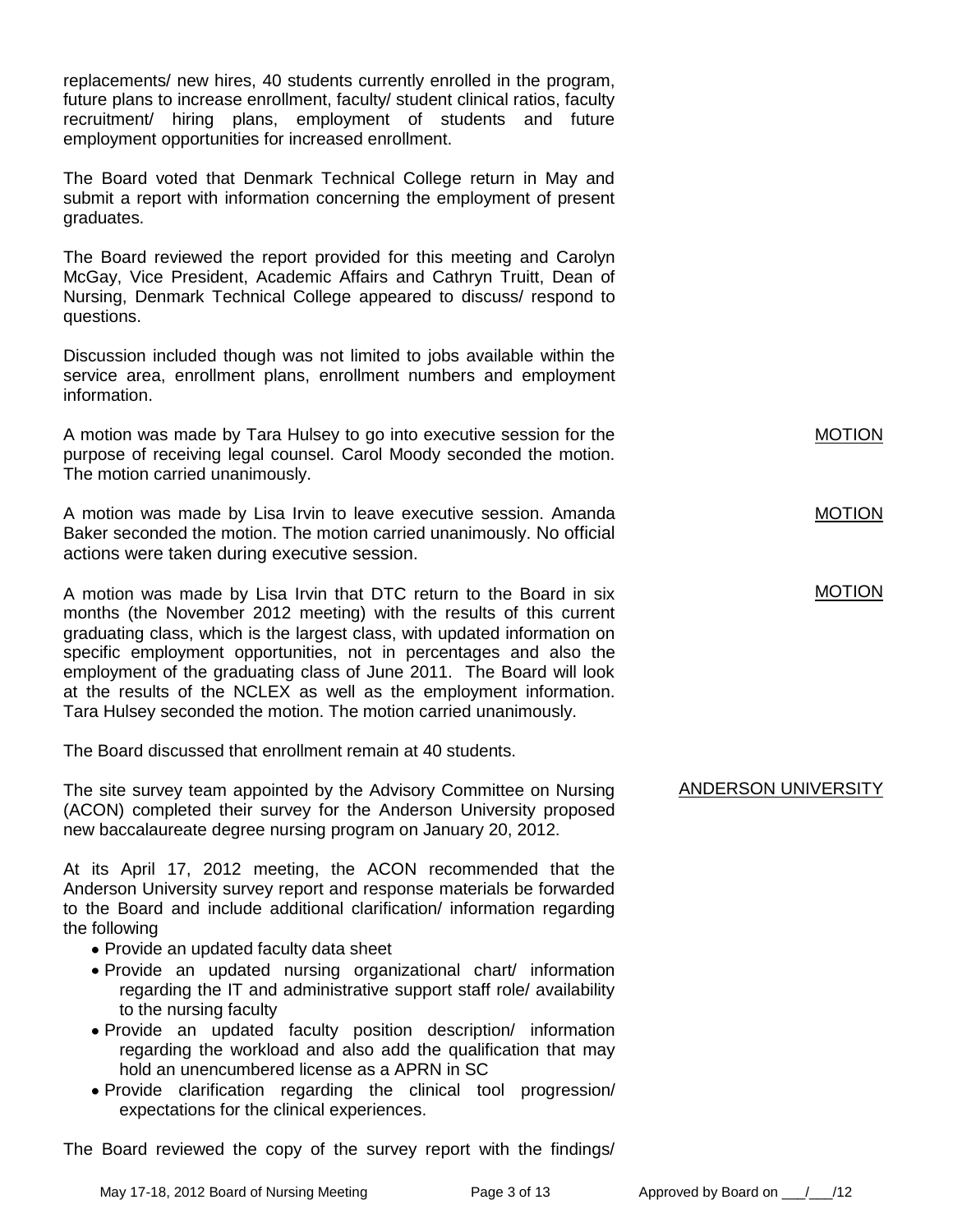replacements/ new hires, 40 students currently enrolled in the program, future plans to increase enrollment, faculty/ student clinical ratios, faculty recruitment/ hiring plans, employment of students and future employment opportunities for increased enrollment.

The Board voted that Denmark Technical College return in May and submit a report with information concerning the employment of present graduates.

The Board reviewed the report provided for this meeting and Carolyn McGay, Vice President, Academic Affairs and Cathryn Truitt, Dean of Nursing, Denmark Technical College appeared to discuss/ respond to questions.

Discussion included though was not limited to jobs available within the service area, enrollment plans, enrollment numbers and employment information.

MOTION

A motion was made by Tara Hulsey to go into executive session for the purpose of receiving legal counsel. Carol Moody seconded the motion. The motion carried unanimously.

MOTION

A motion was made by Lisa Irvin to leave executive session. Amanda Baker seconded the motion. The motion carried unanimously. No official actions were taken during executive session.

MOTION

A motion was made by Lisa Irvin that DTC return to the Board in six months (the November 2012 meeting) with the results of this current graduating class, which is the largest class, with updated information on specific employment opportunities, not in percentages and also the employment of the graduating class of June 2011. The Board will look at the results of the NCLEX as well as the employment information. Tara Hulsey seconded the motion. The motion carried unanimously.

The Board discussed that enrollment remain at 40 students.

ANDERSON UNIVERSITY

The site survey team appointed by the Advisory Committee on Nursing (ACON) completed their survey for the Anderson University proposed new baccalaureate degree nursing program on January 20, 2012.

At its April 17, 2012 meeting, the ACON recommended that the Anderson University survey report and response materials be forwarded to the Board and include additional clarification/ information regarding the following

- Provide an updated faculty data sheet
- Provide an updated nursing organizational chart/ information regarding the IT and administrative support staff role/ availability to the nursing faculty
- Provide an updated faculty position description/ information regarding the workload and also add the qualification that may hold an unencumbered license as a APRN in SC
- Provide clarification regarding the clinical tool progression/ expectations for the clinical experiences.

The Board reviewed the copy of the survey report with the findings/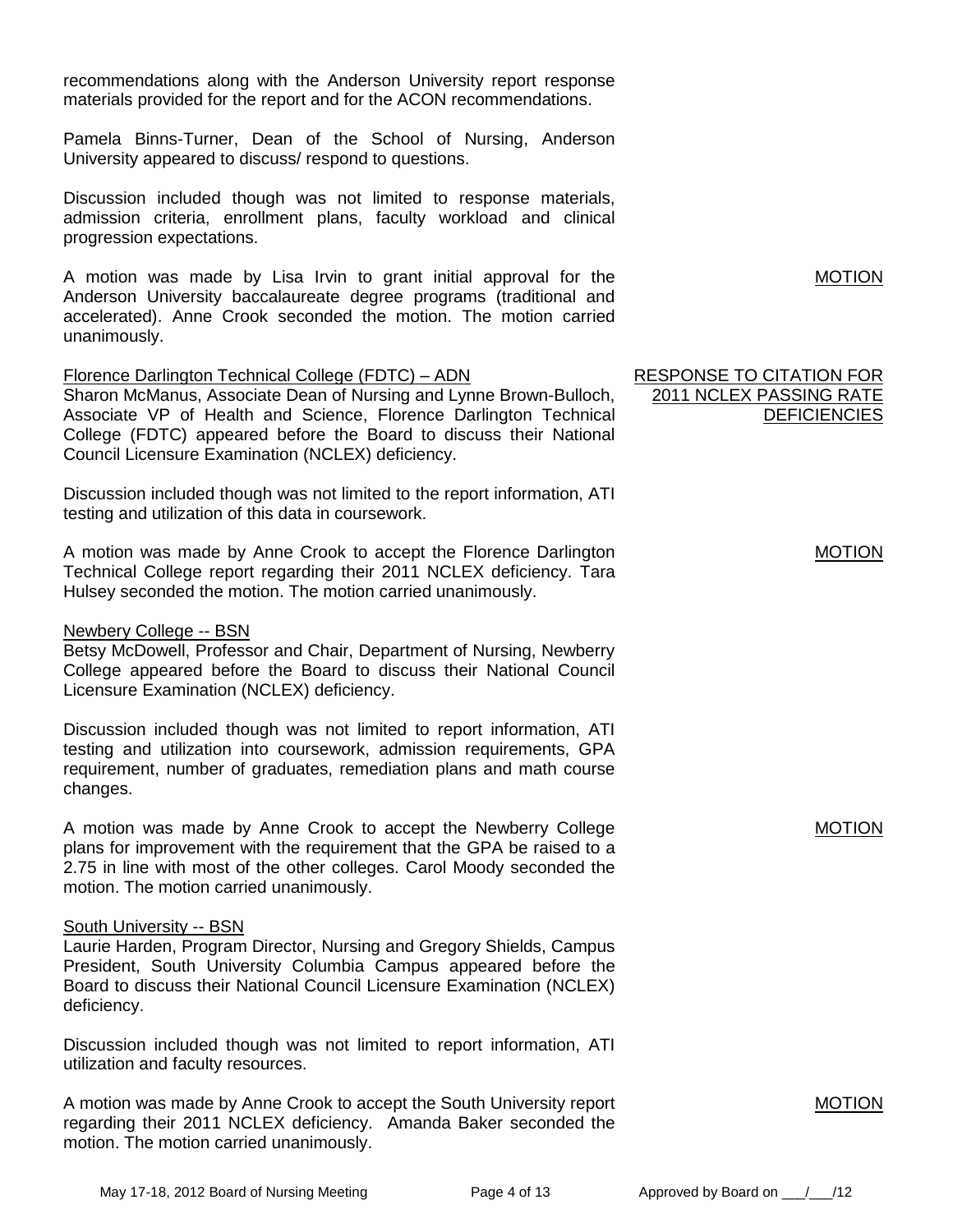recommendations along with the Anderson University report response materials provided for the report and for the ACON recommendations.

Pamela Binns-Turner, Dean of the School of Nursing, Anderson University appeared to discuss/ respond to questions.

Discussion included though was not limited to response materials, admission criteria, enrollment plans, faculty workload and clinical progression expectations.

**MOTION**

A motion was made by Lisa Irvin to grant initial approval for the Anderson University baccalaureate degree programs (traditional and accelerated). Anne Crook seconded the motion. The motion carried unanimously.

**RESPONSE TO CITATION FOR 2011 NCLEX PASSING RATE DEFICIENCIES**

Florence Darlington Technical College (FDTC) – ADN
Sharon McManus, Associate Dean of Nursing and Lynne Brown-Bulloch, Associate VP of Health and Science, Florence Darlington Technical College (FDTC) appeared before the Board to discuss their National Council Licensure Examination (NCLEX) deficiency.

Discussion included though was not limited to the report information, ATI testing and utilization of this data in coursework.

**MOTION**

A motion was made by Anne Crook to accept the Florence Darlington Technical College report regarding their 2011 NCLEX deficiency. Tara Hulsey seconded the motion. The motion carried unanimously.

Newbery College -- BSN
Betsy McDowell, Professor and Chair, Department of Nursing, Newberry College appeared before the Board to discuss their National Council Licensure Examination (NCLEX) deficiency.

Discussion included though was not limited to report information, ATI testing and utilization into coursework, admission requirements, GPA requirement, number of graduates, remediation plans and math course changes.

**MOTION**

A motion was made by Anne Crook to accept the Newberry College plans for improvement with the requirement that the GPA be raised to a 2.75 in line with most of the other colleges. Carol Moody seconded the motion. The motion carried unanimously.

South University -- BSN
Laurie Harden, Program Director, Nursing and Gregory Shields, Campus President, South University Columbia Campus appeared before the Board to discuss their National Council Licensure Examination (NCLEX) deficiency.

Discussion included though was not limited to report information, ATI utilization and faculty resources.

**MOTION**

A motion was made by Anne Crook to accept the South University report regarding their 2011 NCLEX deficiency. Amanda Baker seconded the motion. The motion carried unanimously.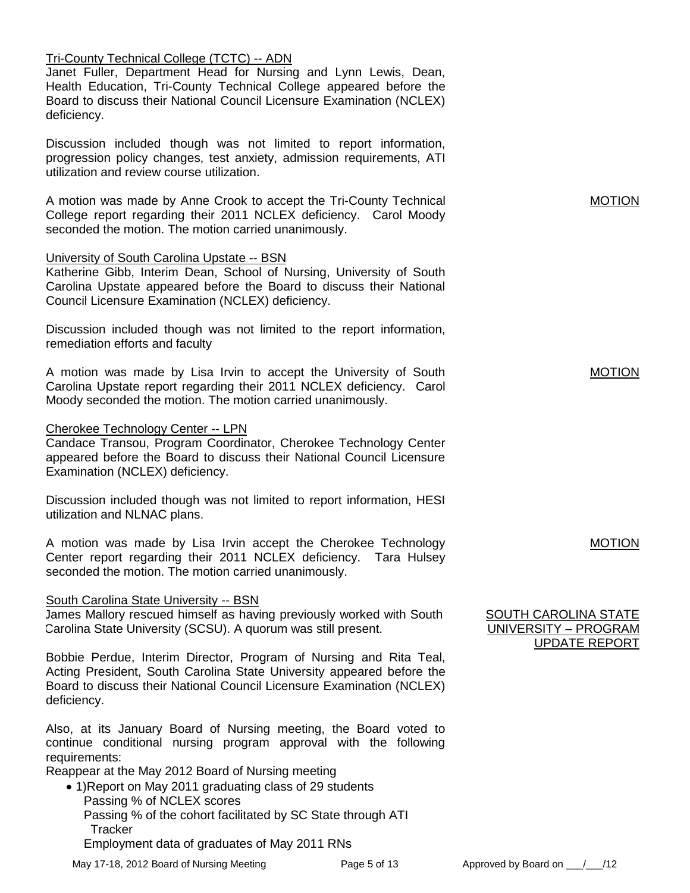Tri-County Technical College (TCTC) -- ADN

Janet Fuller, Department Head for Nursing and Lynn Lewis, Dean, Health Education, Tri-County Technical College appeared before the Board to discuss their National Council Licensure Examination (NCLEX) deficiency.

Discussion included though was not limited to report information, progression policy changes, test anxiety, admission requirements, ATI utilization and review course utilization.

MOTION

A motion was made by Anne Crook to accept the Tri-County Technical College report regarding their 2011 NCLEX deficiency. Carol Moody seconded the motion. The motion carried unanimously.

University of South Carolina Upstate -- BSN

Katherine Gibb, Interim Dean, School of Nursing, University of South Carolina Upstate appeared before the Board to discuss their National Council Licensure Examination (NCLEX) deficiency.

Discussion included though was not limited to the report information, remediation efforts and faculty

MOTION

A motion was made by Lisa Irvin to accept the University of South Carolina Upstate report regarding their 2011 NCLEX deficiency. Carol Moody seconded the motion. The motion carried unanimously.

Cherokee Technology Center -- LPN

Candace Transou, Program Coordinator, Cherokee Technology Center appeared before the Board to discuss their National Council Licensure Examination (NCLEX) deficiency.

Discussion included though was not limited to report information, HESI utilization and NLNAC plans.

MOTION

A motion was made by Lisa Irvin accept the Cherokee Technology Center report regarding their 2011 NCLEX deficiency. Tara Hulsey seconded the motion. The motion carried unanimously.

South Carolina State University -- BSN

SOUTH CAROLINA STATE UNIVERSITY – PROGRAM UPDATE REPORT

James Mallory rescued himself as having previously worked with South Carolina State University (SCSU). A quorum was still present.

Bobbie Perdue, Interim Director, Program of Nursing and Rita Teal, Acting President, South Carolina State University appeared before the Board to discuss their National Council Licensure Examination (NCLEX) deficiency.

Also, at its January Board of Nursing meeting, the Board voted to continue conditional nursing program approval with the following requirements:

Reappear at the May 2012 Board of Nursing meeting

- 1)Report on May 2011 graduating class of 29 students
  Passing % of NCLEX scores
  Passing % of the cohort facilitated by SC State through ATI Tracker
  Employment data of graduates of May 2011 RNs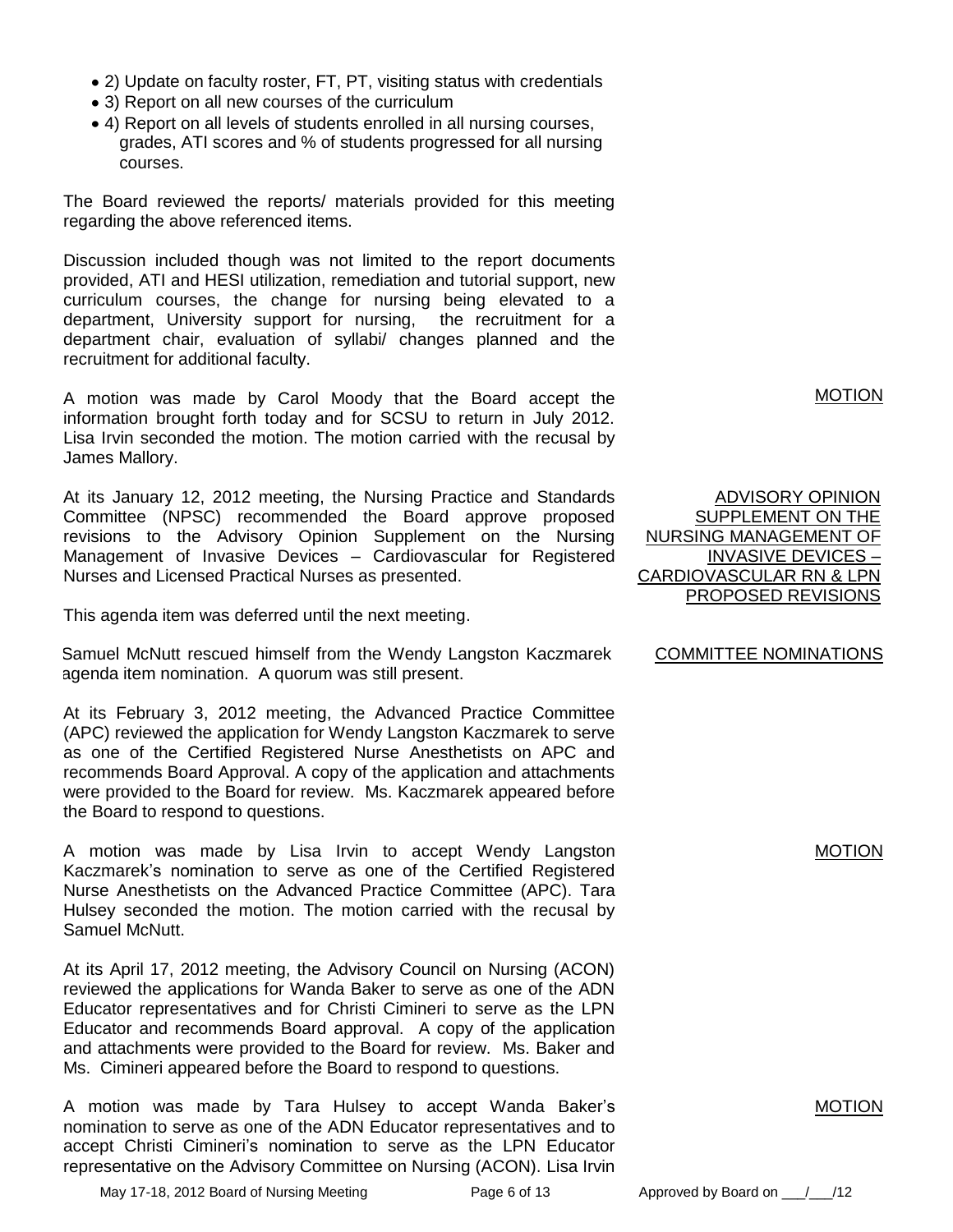- 2) Update on faculty roster, FT, PT, visiting status with credentials
- 3) Report on all new courses of the curriculum
- 4) Report on all levels of students enrolled in all nursing courses, grades, ATI scores and % of students progressed for all nursing courses.

The Board reviewed the reports/ materials provided for this meeting regarding the above referenced items.

Discussion included though was not limited to the report documents provided, ATI and HESI utilization, remediation and tutorial support, new curriculum courses, the change for nursing being elevated to a department, University support for nursing, the recruitment for a department chair, evaluation of syllabi/ changes planned and the recruitment for additional faculty.

MOTION

A motion was made by Carol Moody that the Board accept the information brought forth today and for SCSU to return in July 2012. Lisa Irvin seconded the motion. The motion carried with the recusal by James Mallory.

ADVISORY OPINION SUPPLEMENT ON THE NURSING MANAGEMENT OF INVASIVE DEVICES – CARDIOVASCULAR RN & LPN PROPOSED REVISIONS

At its January 12, 2012 meeting, the Nursing Practice and Standards Committee (NPSC) recommended the Board approve proposed revisions to the Advisory Opinion Supplement on the Nursing Management of Invasive Devices – Cardiovascular for Registered Nurses and Licensed Practical Nurses as presented.

This agenda item was deferred until the next meeting.

COMMITTEE NOMINATIONS

Samuel McNutt rescued himself from the Wendy Langston Kaczmarek agenda item nomination. A quorum was still present.

At its February 3, 2012 meeting, the Advanced Practice Committee (APC) reviewed the application for Wendy Langston Kaczmarek to serve as one of the Certified Registered Nurse Anesthetists on APC and recommends Board Approval. A copy of the application and attachments were provided to the Board for review. Ms. Kaczmarek appeared before the Board to respond to questions.

MOTION

A motion was made by Lisa Irvin to accept Wendy Langston Kaczmarek's nomination to serve as one of the Certified Registered Nurse Anesthetists on the Advanced Practice Committee (APC). Tara Hulsey seconded the motion. The motion carried with the recusal by Samuel McNutt.

At its April 17, 2012 meeting, the Advisory Council on Nursing (ACON) reviewed the applications for Wanda Baker to serve as one of the ADN Educator representatives and for Christi Cimineri to serve as the LPN Educator and recommends Board approval. A copy of the application and attachments were provided to the Board for review. Ms. Baker and Ms. Cimineri appeared before the Board to respond to questions.

MOTION

A motion was made by Tara Hulsey to accept Wanda Baker's nomination to serve as one of the ADN Educator representatives and to accept Christi Cimineri's nomination to serve as the LPN Educator representative on the Advisory Committee on Nursing (ACON). Lisa Irvin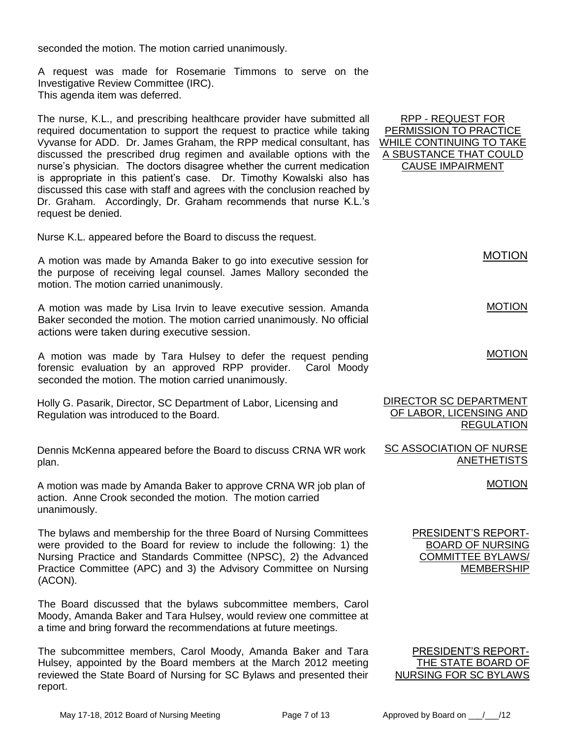seconded the motion. The motion carried unanimously.

A request was made for Rosemarie Timmons to serve on the Investigative Review Committee (IRC).
This agenda item was deferred.

**RPP - REQUEST FOR PERMISSION TO PRACTICE WHILE CONTINUING TO TAKE A SBUSTANCE THAT COULD CAUSE IMPAIRMENT**

The nurse, K.L., and prescribing healthcare provider have submitted all required documentation to support the request to practice while taking Vyvanse for ADD. Dr. James Graham, the RPP medical consultant, has discussed the prescribed drug regimen and available options with the nurse's physician. The doctors disagree whether the current medication is appropriate in this patient's case. Dr. Timothy Kowalski also has discussed this case with staff and agrees with the conclusion reached by Dr. Graham. Accordingly, Dr. Graham recommends that nurse K.L.'s request be denied.

Nurse K.L. appeared before the Board to discuss the request.

**MOTION**

A motion was made by Amanda Baker to go into executive session for the purpose of receiving legal counsel. James Mallory seconded the motion. The motion carried unanimously.

**MOTION**

A motion was made by Lisa Irvin to leave executive session. Amanda Baker seconded the motion. The motion carried unanimously. No official actions were taken during executive session.

**MOTION**

A motion was made by Tara Hulsey to defer the request pending forensic evaluation by an approved RPP provider. Carol Moody seconded the motion. The motion carried unanimously.

**DIRECTOR SC DEPARTMENT OF LABOR, LICENSING AND REGULATION**

Holly G. Pasarik, Director, SC Department of Labor, Licensing and Regulation was introduced to the Board.

**SC ASSOCIATION OF NURSE ANETHETISTS**

Dennis McKenna appeared before the Board to discuss CRNA WR work plan.

**MOTION**

A motion was made by Amanda Baker to approve CRNA WR job plan of action. Anne Crook seconded the motion. The motion carried unanimously.

**PRESIDENT'S REPORT- BOARD OF NURSING COMMITTEE BYLAWS/ MEMBERSHIP**

The bylaws and membership for the three Board of Nursing Committees were provided to the Board for review to include the following: 1) the Nursing Practice and Standards Committee (NPSC), 2) the Advanced Practice Committee (APC) and 3) the Advisory Committee on Nursing (ACON).

The Board discussed that the bylaws subcommittee members, Carol Moody, Amanda Baker and Tara Hulsey, would review one committee at a time and bring forward the recommendations at future meetings.

**PRESIDENT'S REPORT- THE STATE BOARD OF NURSING FOR SC BYLAWS**

The subcommittee members, Carol Moody, Amanda Baker and Tara Hulsey, appointed by the Board members at the March 2012 meeting reviewed the State Board of Nursing for SC Bylaws and presented their report.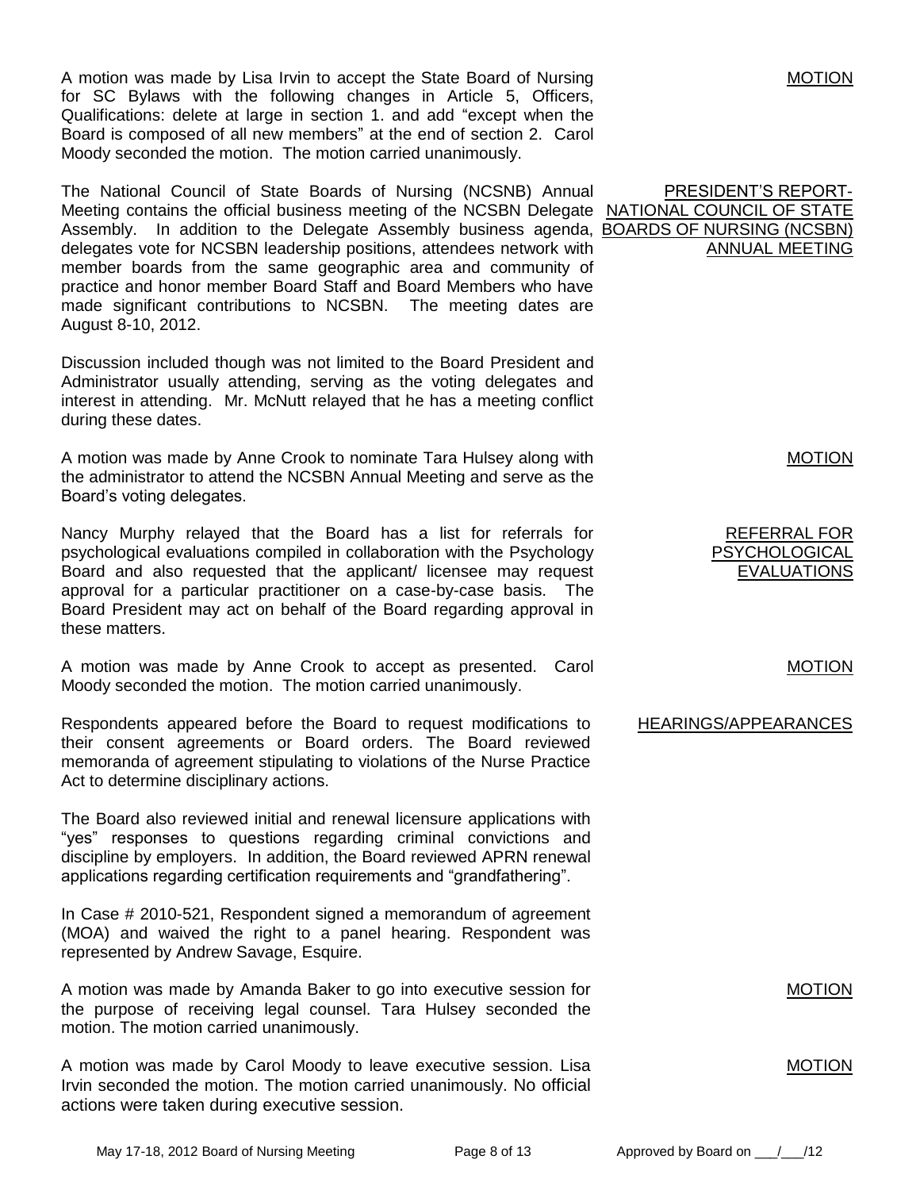**MOTION**

A motion was made by Lisa Irvin to accept the State Board of Nursing for SC Bylaws with the following changes in Article 5, Officers, Qualifications: delete at large in section 1. and add "except when the Board is composed of all new members" at the end of section 2. Carol Moody seconded the motion. The motion carried unanimously.

**PRESIDENT'S REPORT- NATIONAL COUNCIL OF STATE BOARDS OF NURSING (NCSBN) ANNUAL MEETING**

The National Council of State Boards of Nursing (NCSNB) Annual Meeting contains the official business meeting of the NCSBN Delegate Assembly. In addition to the Delegate Assembly business agenda, delegates vote for NCSBN leadership positions, attendees network with member boards from the same geographic area and community of practice and honor member Board Staff and Board Members who have made significant contributions to NCSBN. The meeting dates are August 8-10, 2012.

Discussion included though was not limited to the Board President and Administrator usually attending, serving as the voting delegates and interest in attending. Mr. McNutt relayed that he has a meeting conflict during these dates.

**MOTION**

A motion was made by Anne Crook to nominate Tara Hulsey along with the administrator to attend the NCSBN Annual Meeting and serve as the Board's voting delegates.

**REFERRAL FOR PSYCHOLOGICAL EVALUATIONS**

Nancy Murphy relayed that the Board has a list for referrals for psychological evaluations compiled in collaboration with the Psychology Board and also requested that the applicant/ licensee may request approval for a particular practitioner on a case-by-case basis. The Board President may act on behalf of the Board regarding approval in these matters.

**MOTION**

A motion was made by Anne Crook to accept as presented. Carol Moody seconded the motion. The motion carried unanimously.

**HEARINGS/APPEARANCES**

Respondents appeared before the Board to request modifications to their consent agreements or Board orders. The Board reviewed memoranda of agreement stipulating to violations of the Nurse Practice Act to determine disciplinary actions.

The Board also reviewed initial and renewal licensure applications with "yes" responses to questions regarding criminal convictions and discipline by employers. In addition, the Board reviewed APRN renewal applications regarding certification requirements and "grandfathering".

In Case # 2010-521, Respondent signed a memorandum of agreement (MOA) and waived the right to a panel hearing. Respondent was represented by Andrew Savage, Esquire.

**MOTION**

A motion was made by Amanda Baker to go into executive session for the purpose of receiving legal counsel. Tara Hulsey seconded the motion. The motion carried unanimously.

**MOTION**

A motion was made by Carol Moody to leave executive session. Lisa Irvin seconded the motion. The motion carried unanimously. No official actions were taken during executive session.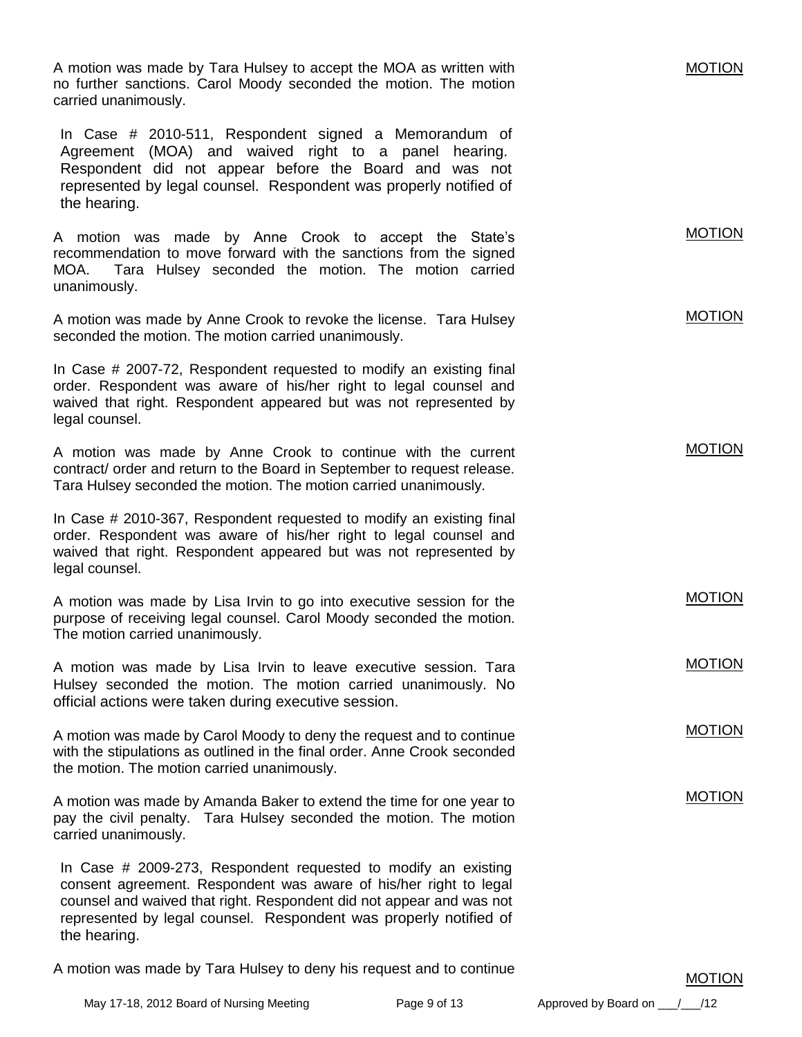A motion was made by Tara Hulsey to accept the MOA as written with no further sanctions. Carol Moody seconded the motion. The motion carried unanimously. MOTION

In Case # 2010-511, Respondent signed a Memorandum of Agreement (MOA) and waived right to a panel hearing. Respondent did not appear before the Board and was not represented by legal counsel. Respondent was properly notified of the hearing.

A motion was made by Anne Crook to accept the State's recommendation to move forward with the sanctions from the signed MOA. Tara Hulsey seconded the motion. The motion carried unanimously. MOTION

A motion was made by Anne Crook to revoke the license. Tara Hulsey seconded the motion. The motion carried unanimously. MOTION

In Case # 2007-72, Respondent requested to modify an existing final order. Respondent was aware of his/her right to legal counsel and waived that right. Respondent appeared but was not represented by legal counsel.

A motion was made by Anne Crook to continue with the current contract/ order and return to the Board in September to request release. Tara Hulsey seconded the motion. The motion carried unanimously. MOTION

In Case # 2010-367, Respondent requested to modify an existing final order. Respondent was aware of his/her right to legal counsel and waived that right. Respondent appeared but was not represented by legal counsel.

A motion was made by Lisa Irvin to go into executive session for the purpose of receiving legal counsel. Carol Moody seconded the motion. The motion carried unanimously. MOTION

A motion was made by Lisa Irvin to leave executive session. Tara Hulsey seconded the motion. The motion carried unanimously. No official actions were taken during executive session. MOTION

A motion was made by Carol Moody to deny the request and to continue with the stipulations as outlined in the final order. Anne Crook seconded the motion. The motion carried unanimously. MOTION

A motion was made by Amanda Baker to extend the time for one year to pay the civil penalty. Tara Hulsey seconded the motion. The motion carried unanimously. MOTION

In Case # 2009-273, Respondent requested to modify an existing consent agreement. Respondent was aware of his/her right to legal counsel and waived that right. Respondent did not appear and was not represented by legal counsel. Respondent was properly notified of the hearing.

A motion was made by Tara Hulsey to deny his request and to continue MOTION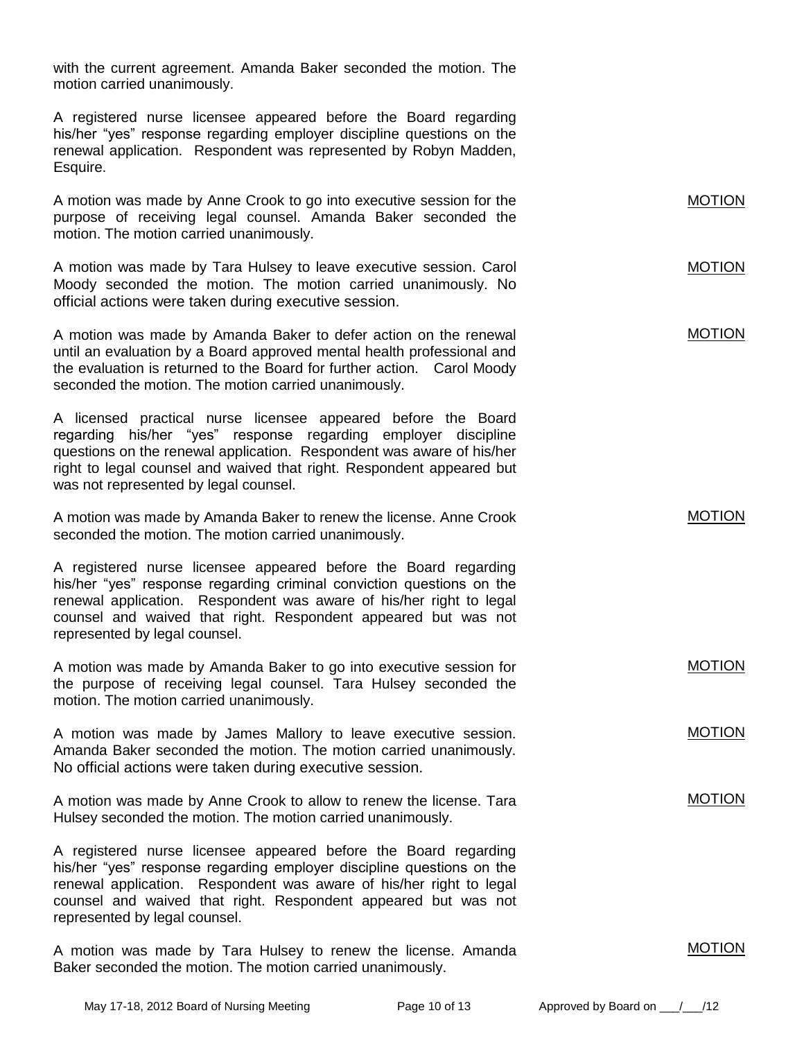with the current agreement. Amanda Baker seconded the motion. The motion carried unanimously.

A registered nurse licensee appeared before the Board regarding his/her "yes" response regarding employer discipline questions on the renewal application. Respondent was represented by Robyn Madden, Esquire.

A motion was made by Anne Crook to go into executive session for the purpose of receiving legal counsel. Amanda Baker seconded the motion. The motion carried unanimously. MOTION

A motion was made by Tara Hulsey to leave executive session. Carol Moody seconded the motion. The motion carried unanimously. No official actions were taken during executive session. MOTION

A motion was made by Amanda Baker to defer action on the renewal until an evaluation by a Board approved mental health professional and the evaluation is returned to the Board for further action. Carol Moody seconded the motion. The motion carried unanimously. MOTION

A licensed practical nurse licensee appeared before the Board regarding his/her "yes" response regarding employer discipline questions on the renewal application. Respondent was aware of his/her right to legal counsel and waived that right. Respondent appeared but was not represented by legal counsel.

A motion was made by Amanda Baker to renew the license. Anne Crook seconded the motion. The motion carried unanimously. MOTION

A registered nurse licensee appeared before the Board regarding his/her "yes" response regarding criminal conviction questions on the renewal application. Respondent was aware of his/her right to legal counsel and waived that right. Respondent appeared but was not represented by legal counsel.

A motion was made by Amanda Baker to go into executive session for the purpose of receiving legal counsel. Tara Hulsey seconded the motion. The motion carried unanimously. MOTION

A motion was made by James Mallory to leave executive session. Amanda Baker seconded the motion. The motion carried unanimously. No official actions were taken during executive session. MOTION

A motion was made by Anne Crook to allow to renew the license. Tara Hulsey seconded the motion. The motion carried unanimously. MOTION

A registered nurse licensee appeared before the Board regarding his/her "yes" response regarding employer discipline questions on the renewal application. Respondent was aware of his/her right to legal counsel and waived that right. Respondent appeared but was not represented by legal counsel.

A motion was made by Tara Hulsey to renew the license. Amanda Baker seconded the motion. The motion carried unanimously. MOTION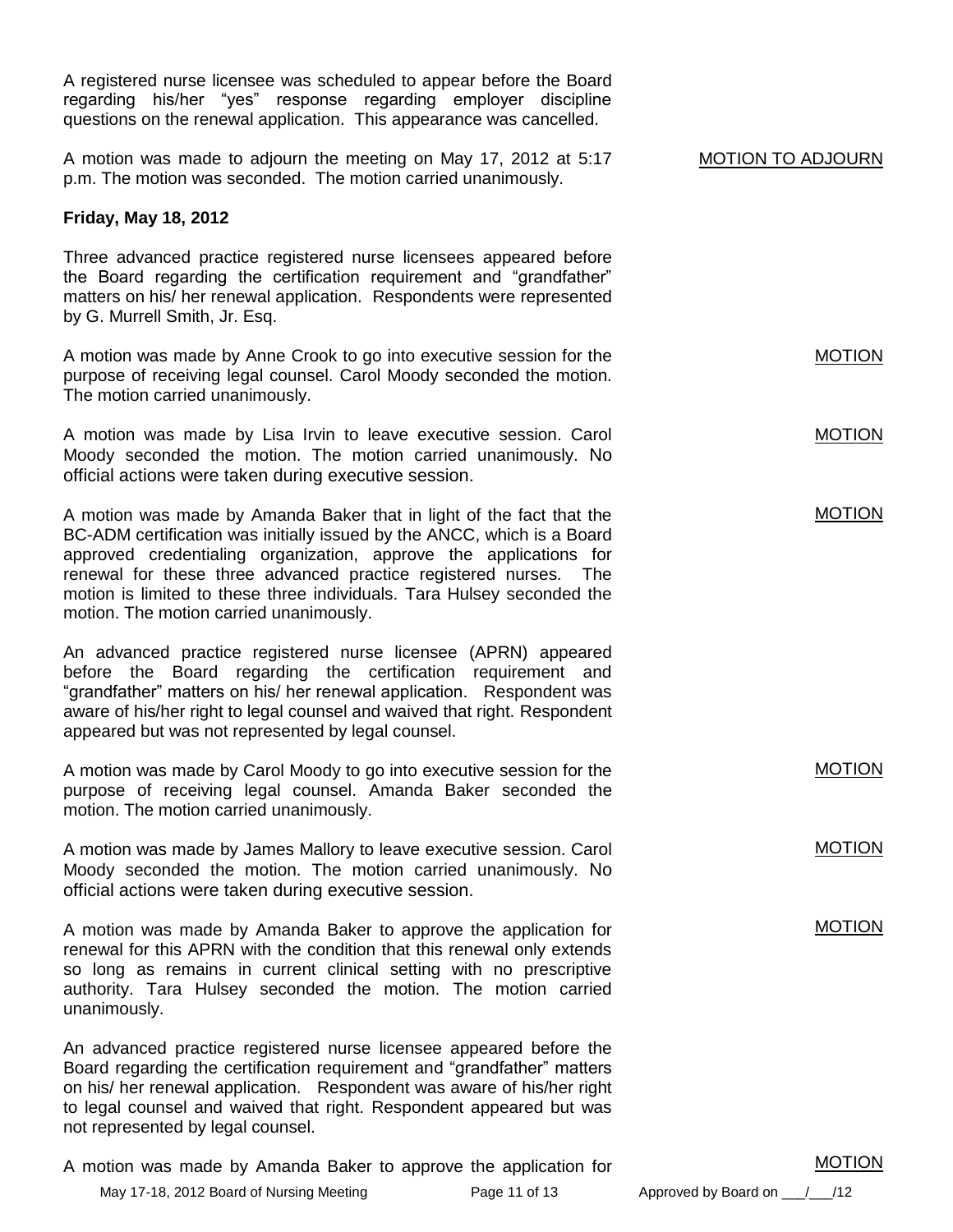A registered nurse licensee was scheduled to appear before the Board regarding his/her "yes" response regarding employer discipline questions on the renewal application. This appearance was cancelled.

MOTION TO ADJOURN

A motion was made to adjourn the meeting on May 17, 2012 at 5:17 p.m. The motion was seconded. The motion carried unanimously.

**Friday, May 18, 2012**

Three advanced practice registered nurse licensees appeared before the Board regarding the certification requirement and "grandfather" matters on his/ her renewal application. Respondents were represented by G. Murrell Smith, Jr. Esq.

MOTION

A motion was made by Anne Crook to go into executive session for the purpose of receiving legal counsel. Carol Moody seconded the motion. The motion carried unanimously.

MOTION

A motion was made by Lisa Irvin to leave executive session. Carol Moody seconded the motion. The motion carried unanimously. No official actions were taken during executive session.

MOTION

A motion was made by Amanda Baker that in light of the fact that the BC-ADM certification was initially issued by the ANCC, which is a Board approved credentialing organization, approve the applications for renewal for these three advanced practice registered nurses. The motion is limited to these three individuals. Tara Hulsey seconded the motion. The motion carried unanimously.

An advanced practice registered nurse licensee (APRN) appeared before the Board regarding the certification requirement and "grandfather" matters on his/ her renewal application. Respondent was aware of his/her right to legal counsel and waived that right. Respondent appeared but was not represented by legal counsel.

MOTION

A motion was made by Carol Moody to go into executive session for the purpose of receiving legal counsel. Amanda Baker seconded the motion. The motion carried unanimously.

MOTION

A motion was made by James Mallory to leave executive session. Carol Moody seconded the motion. The motion carried unanimously. No official actions were taken during executive session.

MOTION

A motion was made by Amanda Baker to approve the application for renewal for this APRN with the condition that this renewal only extends so long as remains in current clinical setting with no prescriptive authority. Tara Hulsey seconded the motion. The motion carried unanimously.

An advanced practice registered nurse licensee appeared before the Board regarding the certification requirement and "grandfather" matters on his/ her renewal application. Respondent was aware of his/her right to legal counsel and waived that right. Respondent appeared but was not represented by legal counsel.

MOTION

A motion was made by Amanda Baker to approve the application for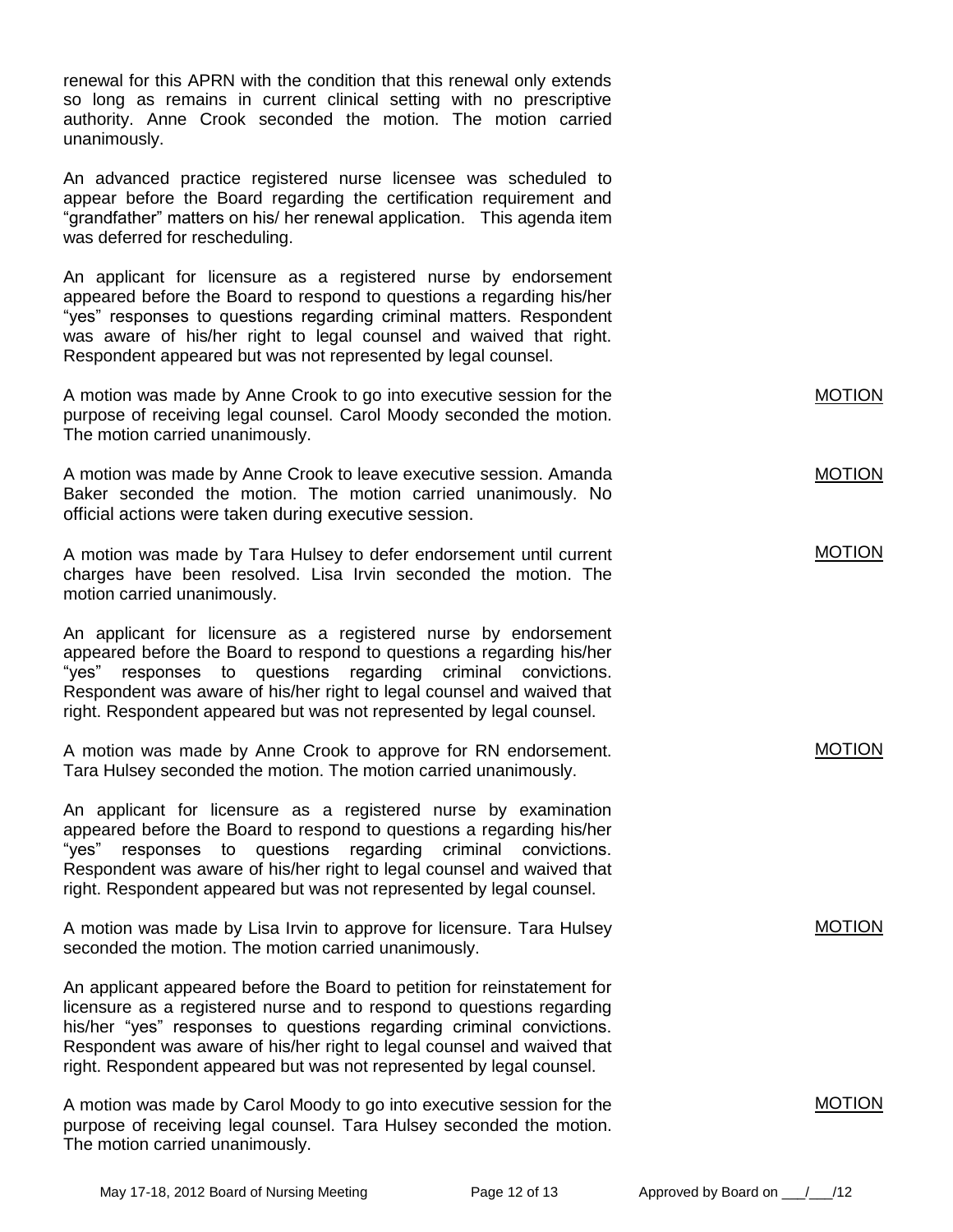renewal for this APRN with the condition that this renewal only extends so long as remains in current clinical setting with no prescriptive authority. Anne Crook seconded the motion. The motion carried unanimously.

An advanced practice registered nurse licensee was scheduled to appear before the Board regarding the certification requirement and "grandfather" matters on his/ her renewal application. This agenda item was deferred for rescheduling.

An applicant for licensure as a registered nurse by endorsement appeared before the Board to respond to questions a regarding his/her "yes" responses to questions regarding criminal matters. Respondent was aware of his/her right to legal counsel and waived that right. Respondent appeared but was not represented by legal counsel.

<u>MOTION</u>

A motion was made by Anne Crook to go into executive session for the purpose of receiving legal counsel. Carol Moody seconded the motion. The motion carried unanimously.

<u>MOTION</u>

A motion was made by Anne Crook to leave executive session. Amanda Baker seconded the motion. The motion carried unanimously. No official actions were taken during executive session.

<u>MOTION</u>

A motion was made by Tara Hulsey to defer endorsement until current charges have been resolved. Lisa Irvin seconded the motion. The motion carried unanimously.

An applicant for licensure as a registered nurse by endorsement appeared before the Board to respond to questions a regarding his/her "yes" responses to questions regarding criminal convictions. Respondent was aware of his/her right to legal counsel and waived that right. Respondent appeared but was not represented by legal counsel.

<u>MOTION</u>

A motion was made by Anne Crook to approve for RN endorsement. Tara Hulsey seconded the motion. The motion carried unanimously.

An applicant for licensure as a registered nurse by examination appeared before the Board to respond to questions a regarding his/her "yes" responses to questions regarding criminal convictions. Respondent was aware of his/her right to legal counsel and waived that right. Respondent appeared but was not represented by legal counsel.

<u>MOTION</u>

A motion was made by Lisa Irvin to approve for licensure. Tara Hulsey seconded the motion. The motion carried unanimously.

An applicant appeared before the Board to petition for reinstatement for licensure as a registered nurse and to respond to questions regarding his/her "yes" responses to questions regarding criminal convictions. Respondent was aware of his/her right to legal counsel and waived that right. Respondent appeared but was not represented by legal counsel.

<u>MOTION</u>

A motion was made by Carol Moody to go into executive session for the purpose of receiving legal counsel. Tara Hulsey seconded the motion. The motion carried unanimously.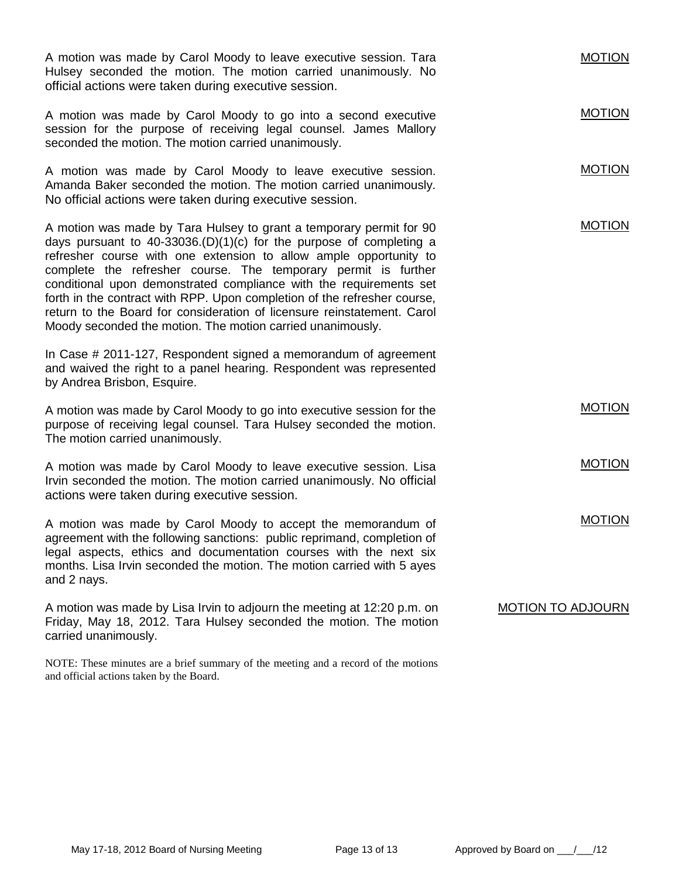A motion was made by Carol Moody to leave executive session. Tara Hulsey seconded the motion. The motion carried unanimously. No official actions were taken during executive session.

MOTION

A motion was made by Carol Moody to go into a second executive session for the purpose of receiving legal counsel. James Mallory seconded the motion. The motion carried unanimously.

MOTION

A motion was made by Carol Moody to leave executive session. Amanda Baker seconded the motion. The motion carried unanimously. No official actions were taken during executive session.

MOTION

A motion was made by Tara Hulsey to grant a temporary permit for 90 days pursuant to 40-33036.(D)(1)(c) for the purpose of completing a refresher course with one extension to allow ample opportunity to complete the refresher course. The temporary permit is further conditional upon demonstrated compliance with the requirements set forth in the contract with RPP. Upon completion of the refresher course, return to the Board for consideration of licensure reinstatement. Carol Moody seconded the motion. The motion carried unanimously.

MOTION

In Case # 2011-127, Respondent signed a memorandum of agreement and waived the right to a panel hearing. Respondent was represented by Andrea Brisbon, Esquire.

A motion was made by Carol Moody to go into executive session for the purpose of receiving legal counsel. Tara Hulsey seconded the motion. The motion carried unanimously.

MOTION

A motion was made by Carol Moody to leave executive session. Lisa Irvin seconded the motion. The motion carried unanimously. No official actions were taken during executive session.

MOTION

A motion was made by Carol Moody to accept the memorandum of agreement with the following sanctions: public reprimand, completion of legal aspects, ethics and documentation courses with the next six months. Lisa Irvin seconded the motion. The motion carried with 5 ayes and 2 nays.

MOTION

A motion was made by Lisa Irvin to adjourn the meeting at 12:20 p.m. on Friday, May 18, 2012. Tara Hulsey seconded the motion. The motion carried unanimously.

MOTION TO ADJOURN

NOTE: These minutes are a brief summary of the meeting and a record of the motions and official actions taken by the Board.